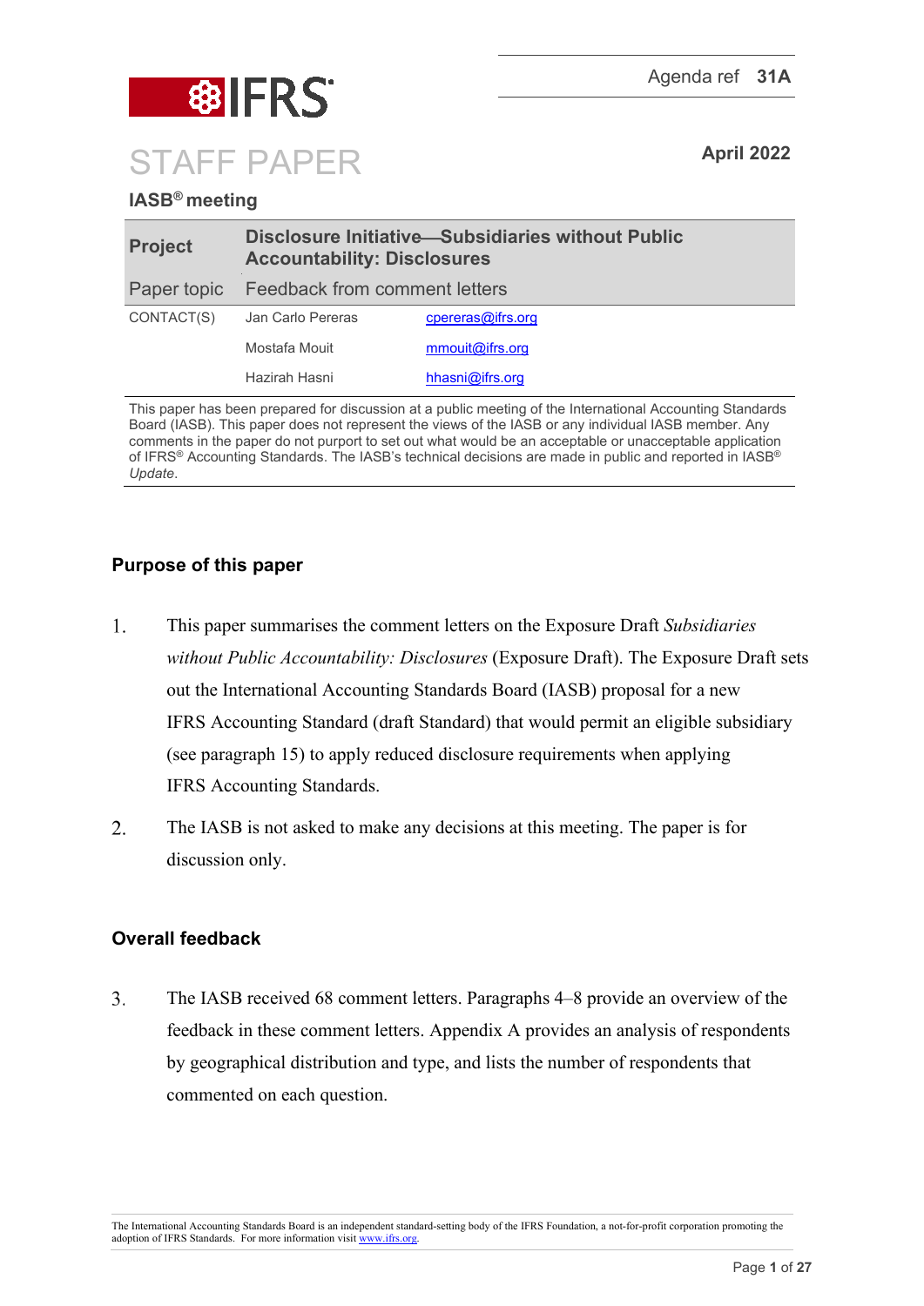Agenda ref **31A**

# STAFF PAPER

**April 2022**

**IASB® meeting**

| | |
|---|---|
| **Project** | **Disclosure Initiative—Subsidiaries without Public Accountability: Disclosures** |
| Paper topic | Feedback from comment letters |
| CONTACT(S) | Jan Carlo Pereras — cpereras@ifrs.org |
| | Mostafa Mouit — mmouit@ifrs.org |
| | Hazirah Hasni — hhasni@ifrs.org |

This paper has been prepared for discussion at a public meeting of the International Accounting Standards Board (IASB). This paper does not represent the views of the IASB or any individual IASB member. Any comments in the paper do not purport to set out what would be an acceptable or unacceptable application of IFRS® Accounting Standards. The IASB's technical decisions are made in public and reported in IASB® *Update*.

## Purpose of this paper

1. This paper summarises the comment letters on the Exposure Draft *Subsidiaries without Public Accountability: Disclosures* (Exposure Draft). The Exposure Draft sets out the International Accounting Standards Board (IASB) proposal for a new IFRS Accounting Standard (draft Standard) that would permit an eligible subsidiary (see paragraph 15) to apply reduced disclosure requirements when applying IFRS Accounting Standards.

2. The IASB is not asked to make any decisions at this meeting. The paper is for discussion only.

## Overall feedback

3. The IASB received 68 comment letters. Paragraphs 4–8 provide an overview of the feedback in these comment letters. Appendix A provides an analysis of respondents by geographical distribution and type, and lists the number of respondents that commented on each question.

The International Accounting Standards Board is an independent standard-setting body of the IFRS Foundation, a not-for-profit corporation promoting the adoption of IFRS Standards. For more information visit www.ifrs.org.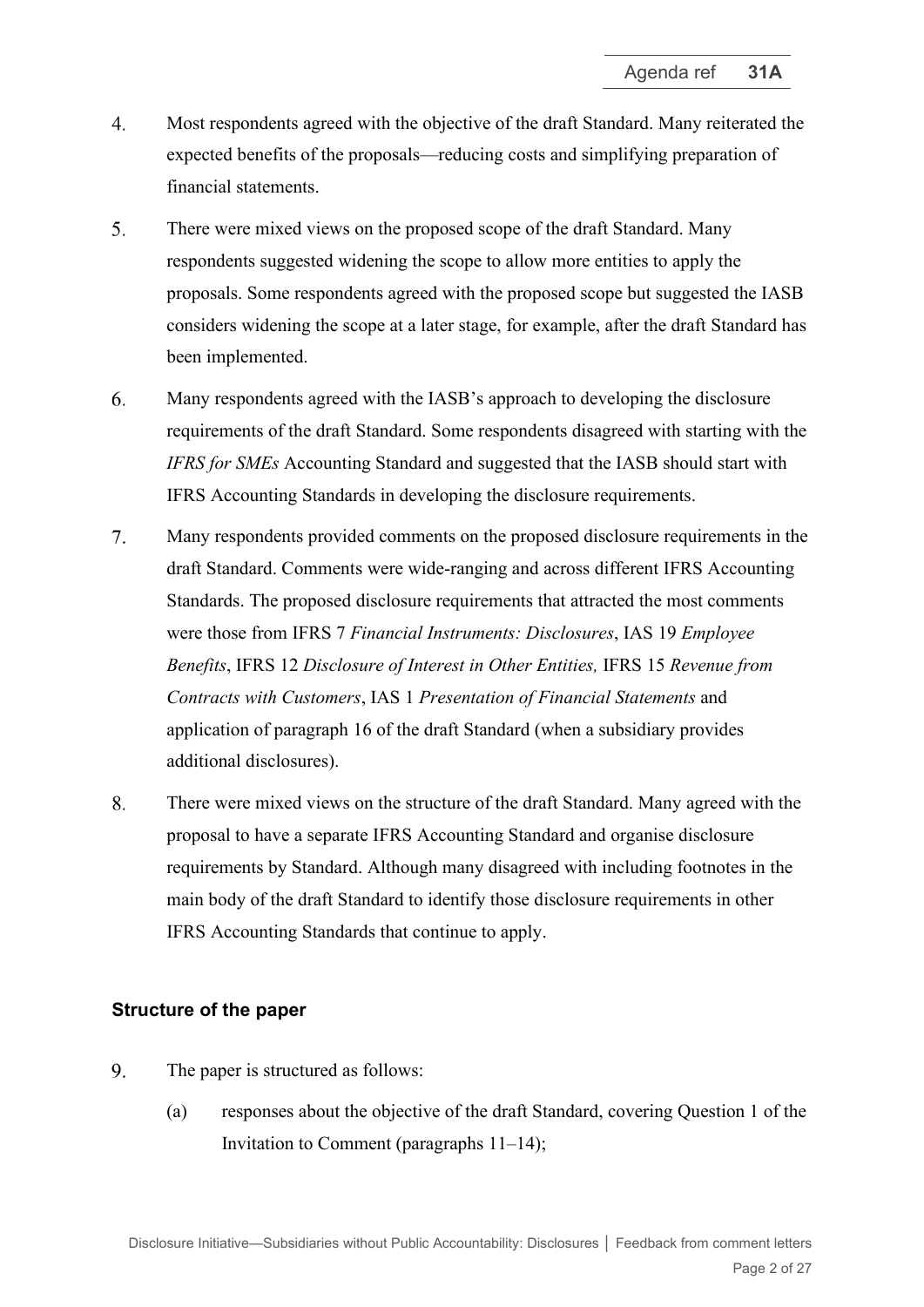4. Most respondents agreed with the objective of the draft Standard. Many reiterated the expected benefits of the proposals—reducing costs and simplifying preparation of financial statements.

5. There were mixed views on the proposed scope of the draft Standard. Many respondents suggested widening the scope to allow more entities to apply the proposals. Some respondents agreed with the proposed scope but suggested the IASB considers widening the scope at a later stage, for example, after the draft Standard has been implemented.

6. Many respondents agreed with the IASB's approach to developing the disclosure requirements of the draft Standard. Some respondents disagreed with starting with the *IFRS for SMEs* Accounting Standard and suggested that the IASB should start with IFRS Accounting Standards in developing the disclosure requirements.

7. Many respondents provided comments on the proposed disclosure requirements in the draft Standard. Comments were wide-ranging and across different IFRS Accounting Standards. The proposed disclosure requirements that attracted the most comments were those from IFRS 7 *Financial Instruments: Disclosures*, IAS 19 *Employee Benefits*, IFRS 12 *Disclosure of Interest in Other Entities,* IFRS 15 *Revenue from Contracts with Customers*, IAS 1 *Presentation of Financial Statements* and application of paragraph 16 of the draft Standard (when a subsidiary provides additional disclosures).

8. There were mixed views on the structure of the draft Standard. Many agreed with the proposal to have a separate IFRS Accounting Standard and organise disclosure requirements by Standard. Although many disagreed with including footnotes in the main body of the draft Standard to identify those disclosure requirements in other IFRS Accounting Standards that continue to apply.

## Structure of the paper

9. The paper is structured as follows:
   (a) responses about the objective of the draft Standard, covering Question 1 of the Invitation to Comment (paragraphs 11–14);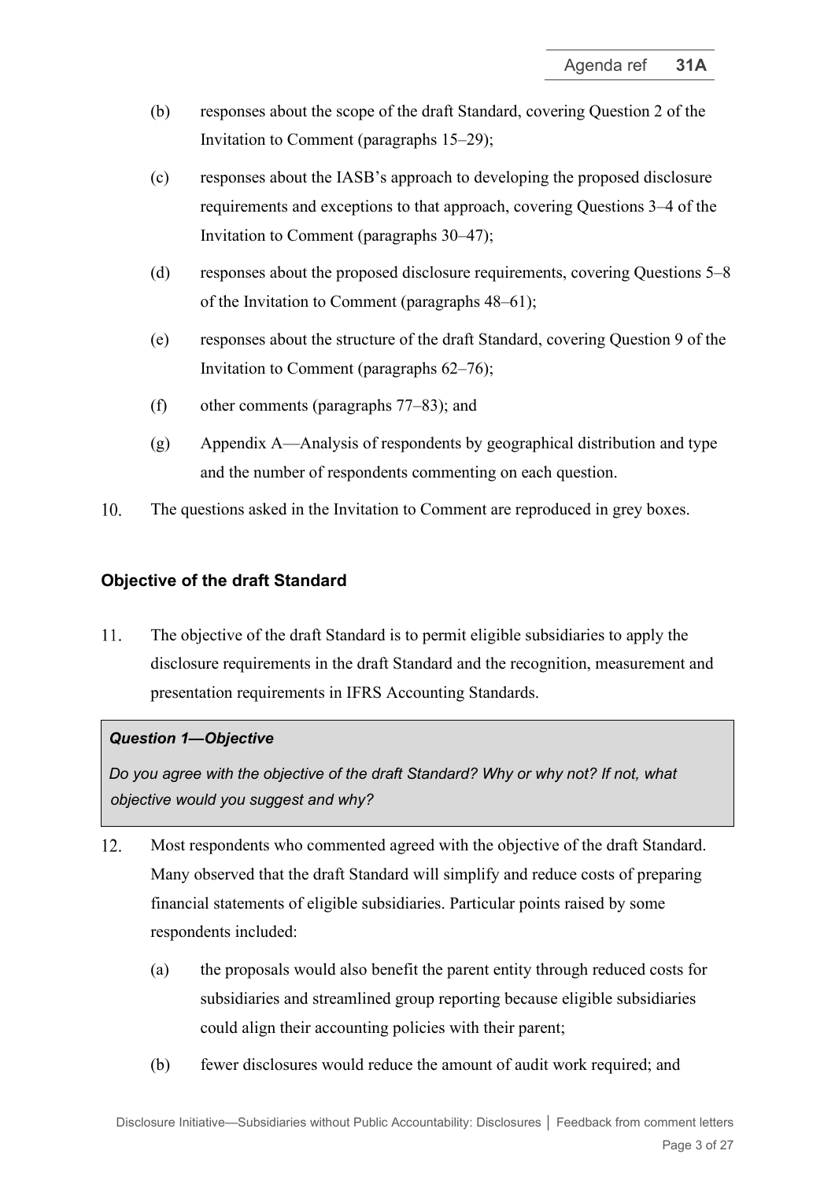(b) responses about the scope of the draft Standard, covering Question 2 of the Invitation to Comment (paragraphs 15–29);

(c) responses about the IASB's approach to developing the proposed disclosure requirements and exceptions to that approach, covering Questions 3–4 of the Invitation to Comment (paragraphs 30–47);

(d) responses about the proposed disclosure requirements, covering Questions 5–8 of the Invitation to Comment (paragraphs 48–61);

(e) responses about the structure of the draft Standard, covering Question 9 of the Invitation to Comment (paragraphs 62–76);

(f) other comments (paragraphs 77–83); and

(g) Appendix A—Analysis of respondents by geographical distribution and type and the number of respondents commenting on each question.

10. The questions asked in the Invitation to Comment are reproduced in grey boxes.

### Objective of the draft Standard

11. The objective of the draft Standard is to permit eligible subsidiaries to apply the disclosure requirements in the draft Standard and the recognition, measurement and presentation requirements in IFRS Accounting Standards.

> ***Question 1—Objective***
>
> *Do you agree with the objective of the draft Standard? Why or why not? If not, what objective would you suggest and why?*

12. Most respondents who commented agreed with the objective of the draft Standard. Many observed that the draft Standard will simplify and reduce costs of preparing financial statements of eligible subsidiaries. Particular points raised by some respondents included:

    (a) the proposals would also benefit the parent entity through reduced costs for subsidiaries and streamlined group reporting because eligible subsidiaries could align their accounting policies with their parent;

    (b) fewer disclosures would reduce the amount of audit work required; and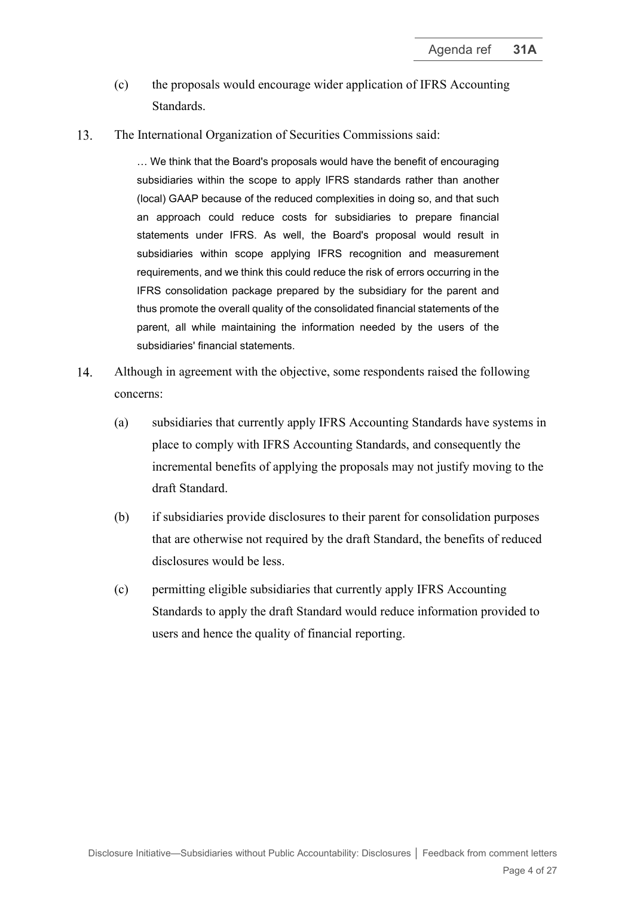(c) the proposals would encourage wider application of IFRS Accounting Standards.

13. The International Organization of Securities Commissions said:

> … We think that the Board's proposals would have the benefit of encouraging subsidiaries within the scope to apply IFRS standards rather than another (local) GAAP because of the reduced complexities in doing so, and that such an approach could reduce costs for subsidiaries to prepare financial statements under IFRS. As well, the Board's proposal would result in subsidiaries within scope applying IFRS recognition and measurement requirements, and we think this could reduce the risk of errors occurring in the IFRS consolidation package prepared by the subsidiary for the parent and thus promote the overall quality of the consolidated financial statements of the parent, all while maintaining the information needed by the users of the subsidiaries' financial statements.

14. Although in agreement with the objective, some respondents raised the following concerns:

    (a) subsidiaries that currently apply IFRS Accounting Standards have systems in place to comply with IFRS Accounting Standards, and consequently the incremental benefits of applying the proposals may not justify moving to the draft Standard.

    (b) if subsidiaries provide disclosures to their parent for consolidation purposes that are otherwise not required by the draft Standard, the benefits of reduced disclosures would be less.

    (c) permitting eligible subsidiaries that currently apply IFRS Accounting Standards to apply the draft Standard would reduce information provided to users and hence the quality of financial reporting.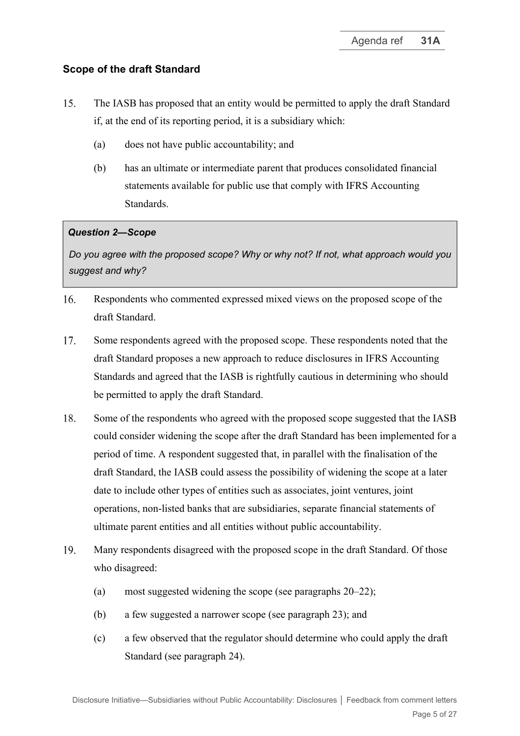## Scope of the draft Standard

15. The IASB has proposed that an entity would be permitted to apply the draft Standard if, at the end of its reporting period, it is a subsidiary which:

    (a) does not have public accountability; and

    (b) has an ultimate or intermediate parent that produces consolidated financial statements available for public use that comply with IFRS Accounting Standards.

> ***Question 2—Scope***
>
> *Do you agree with the proposed scope? Why or why not? If not, what approach would you suggest and why?*

16. Respondents who commented expressed mixed views on the proposed scope of the draft Standard.

17. Some respondents agreed with the proposed scope. These respondents noted that the draft Standard proposes a new approach to reduce disclosures in IFRS Accounting Standards and agreed that the IASB is rightfully cautious in determining who should be permitted to apply the draft Standard.

18. Some of the respondents who agreed with the proposed scope suggested that the IASB could consider widening the scope after the draft Standard has been implemented for a period of time. A respondent suggested that, in parallel with the finalisation of the draft Standard, the IASB could assess the possibility of widening the scope at a later date to include other types of entities such as associates, joint ventures, joint operations, non-listed banks that are subsidiaries, separate financial statements of ultimate parent entities and all entities without public accountability.

19. Many respondents disagreed with the proposed scope in the draft Standard. Of those who disagreed:

    (a) most suggested widening the scope (see paragraphs 20–22);

    (b) a few suggested a narrower scope (see paragraph 23); and

    (c) a few observed that the regulator should determine who could apply the draft Standard (see paragraph 24).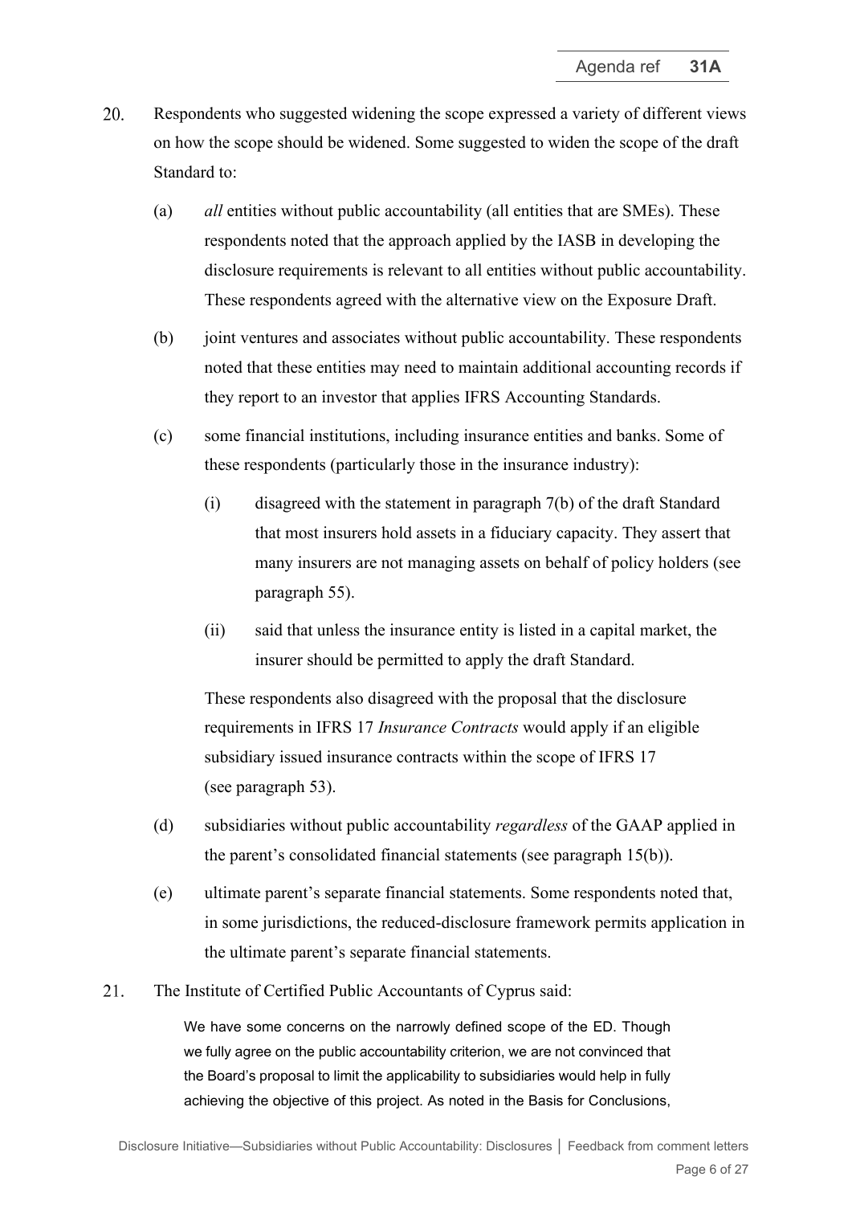20. Respondents who suggested widening the scope expressed a variety of different views on how the scope should be widened. Some suggested to widen the scope of the draft Standard to:

    (a) *all* entities without public accountability (all entities that are SMEs). These respondents noted that the approach applied by the IASB in developing the disclosure requirements is relevant to all entities without public accountability. These respondents agreed with the alternative view on the Exposure Draft.

    (b) joint ventures and associates without public accountability. These respondents noted that these entities may need to maintain additional accounting records if they report to an investor that applies IFRS Accounting Standards.

    (c) some financial institutions, including insurance entities and banks. Some of these respondents (particularly those in the insurance industry):

        (i) disagreed with the statement in paragraph 7(b) of the draft Standard that most insurers hold assets in a fiduciary capacity. They assert that many insurers are not managing assets on behalf of policy holders (see paragraph 55).

        (ii) said that unless the insurance entity is listed in a capital market, the insurer should be permitted to apply the draft Standard.

    These respondents also disagreed with the proposal that the disclosure requirements in IFRS 17 *Insurance Contracts* would apply if an eligible subsidiary issued insurance contracts within the scope of IFRS 17 (see paragraph 53).

    (d) subsidiaries without public accountability *regardless* of the GAAP applied in the parent's consolidated financial statements (see paragraph 15(b)).

    (e) ultimate parent's separate financial statements. Some respondents noted that, in some jurisdictions, the reduced-disclosure framework permits application in the ultimate parent's separate financial statements.

21. The Institute of Certified Public Accountants of Cyprus said:

    > We have some concerns on the narrowly defined scope of the ED. Though we fully agree on the public accountability criterion, we are not convinced that the Board's proposal to limit the applicability to subsidiaries would help in fully achieving the objective of this project. As noted in the Basis for Conclusions,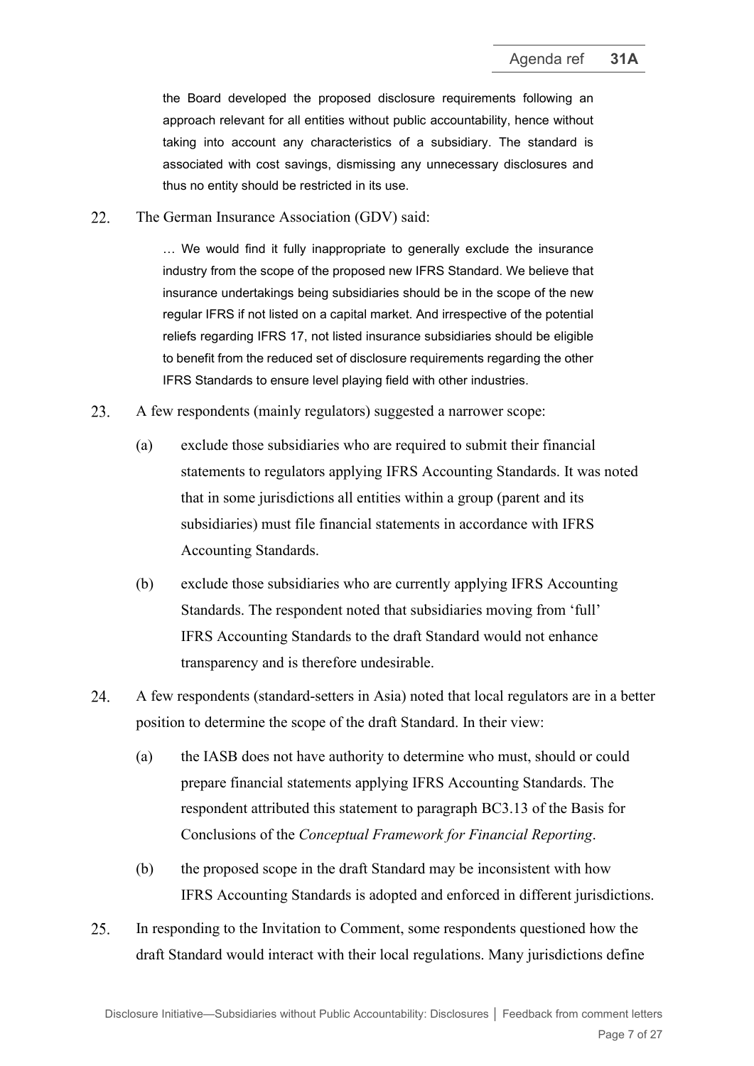> the Board developed the proposed disclosure requirements following an approach relevant for all entities without public accountability, hence without taking into account any characteristics of a subsidiary. The standard is associated with cost savings, dismissing any unnecessary disclosures and thus no entity should be restricted in its use.

22. The German Insurance Association (GDV) said:

> … We would find it fully inappropriate to generally exclude the insurance industry from the scope of the proposed new IFRS Standard. We believe that insurance undertakings being subsidiaries should be in the scope of the new regular IFRS if not listed on a capital market. And irrespective of the potential reliefs regarding IFRS 17, not listed insurance subsidiaries should be eligible to benefit from the reduced set of disclosure requirements regarding the other IFRS Standards to ensure level playing field with other industries.

23. A few respondents (mainly regulators) suggested a narrower scope:

    (a) exclude those subsidiaries who are required to submit their financial statements to regulators applying IFRS Accounting Standards. It was noted that in some jurisdictions all entities within a group (parent and its subsidiaries) must file financial statements in accordance with IFRS Accounting Standards.

    (b) exclude those subsidiaries who are currently applying IFRS Accounting Standards. The respondent noted that subsidiaries moving from 'full' IFRS Accounting Standards to the draft Standard would not enhance transparency and is therefore undesirable.

24. A few respondents (standard-setters in Asia) noted that local regulators are in a better position to determine the scope of the draft Standard. In their view:

    (a) the IASB does not have authority to determine who must, should or could prepare financial statements applying IFRS Accounting Standards. The respondent attributed this statement to paragraph BC3.13 of the Basis for Conclusions of the *Conceptual Framework for Financial Reporting*.

    (b) the proposed scope in the draft Standard may be inconsistent with how IFRS Accounting Standards is adopted and enforced in different jurisdictions.

25. In responding to the Invitation to Comment, some respondents questioned how the draft Standard would interact with their local regulations. Many jurisdictions define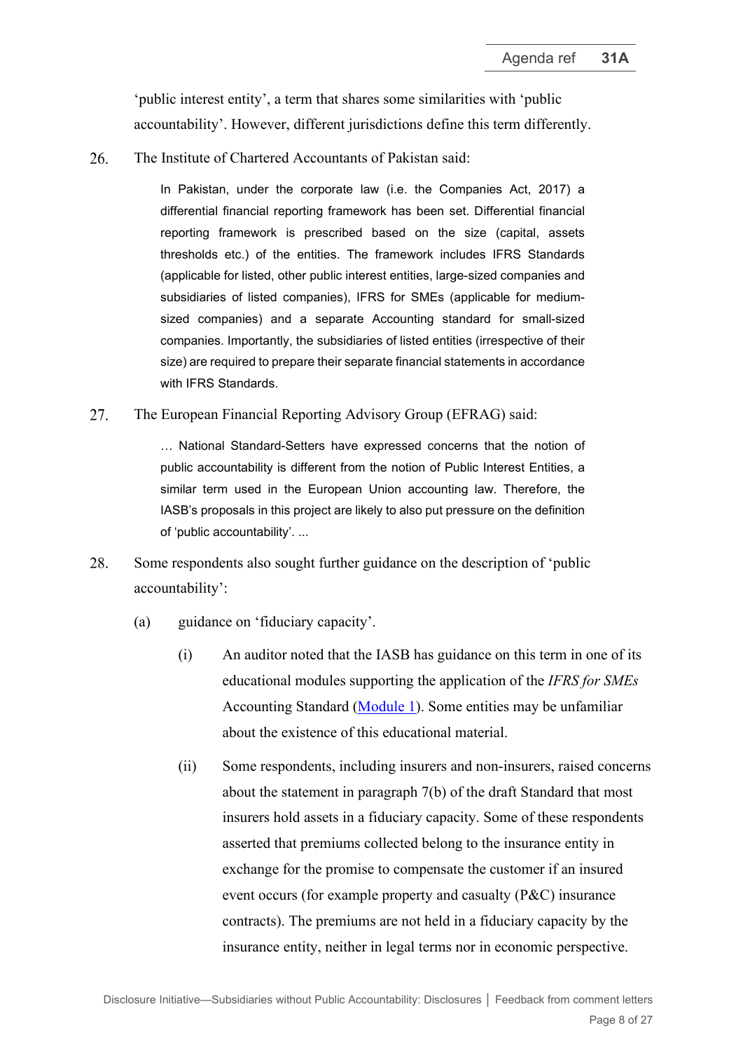'public interest entity', a term that shares some similarities with 'public accountability'. However, different jurisdictions define this term differently.

26. The Institute of Chartered Accountants of Pakistan said:

> In Pakistan, under the corporate law (i.e. the Companies Act, 2017) a differential financial reporting framework has been set. Differential financial reporting framework is prescribed based on the size (capital, assets thresholds etc.) of the entities. The framework includes IFRS Standards (applicable for listed, other public interest entities, large-sized companies and subsidiaries of listed companies), IFRS for SMEs (applicable for medium-sized companies) and a separate Accounting standard for small-sized companies. Importantly, the subsidiaries of listed entities (irrespective of their size) are required to prepare their separate financial statements in accordance with IFRS Standards.

27. The European Financial Reporting Advisory Group (EFRAG) said:

> … National Standard-Setters have expressed concerns that the notion of public accountability is different from the notion of Public Interest Entities, a similar term used in the European Union accounting law. Therefore, the IASB's proposals in this project are likely to also put pressure on the definition of 'public accountability'. ...

28. Some respondents also sought further guidance on the description of 'public accountability':

    (a) guidance on 'fiduciary capacity'.

        (i) An auditor noted that the IASB has guidance on this term in one of its educational modules supporting the application of the *IFRS for SMEs* Accounting Standard ([Module 1]()). Some entities may be unfamiliar about the existence of this educational material.

        (ii) Some respondents, including insurers and non-insurers, raised concerns about the statement in paragraph 7(b) of the draft Standard that most insurers hold assets in a fiduciary capacity. Some of these respondents asserted that premiums collected belong to the insurance entity in exchange for the promise to compensate the customer if an insured event occurs (for example property and casualty (P&C) insurance contracts). The premiums are not held in a fiduciary capacity by the insurance entity, neither in legal terms nor in economic perspective.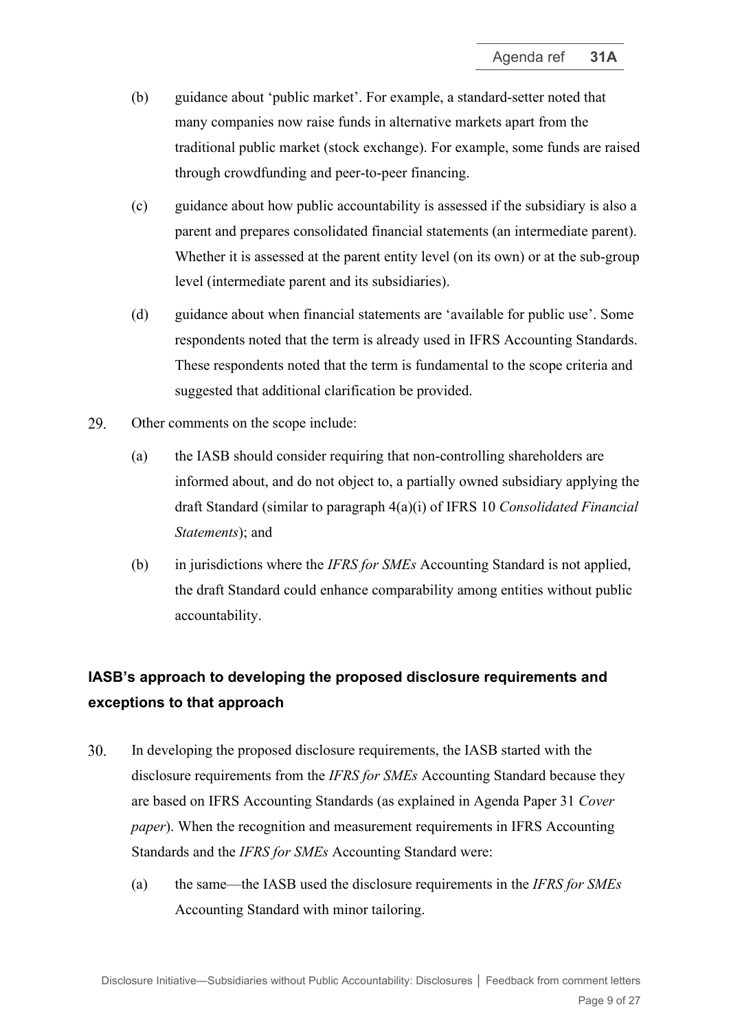(b) guidance about 'public market'. For example, a standard-setter noted that many companies now raise funds in alternative markets apart from the traditional public market (stock exchange). For example, some funds are raised through crowdfunding and peer-to-peer financing.

(c) guidance about how public accountability is assessed if the subsidiary is also a parent and prepares consolidated financial statements (an intermediate parent). Whether it is assessed at the parent entity level (on its own) or at the sub-group level (intermediate parent and its subsidiaries).

(d) guidance about when financial statements are 'available for public use'. Some respondents noted that the term is already used in IFRS Accounting Standards. These respondents noted that the term is fundamental to the scope criteria and suggested that additional clarification be provided.

29. Other comments on the scope include:

(a) the IASB should consider requiring that non-controlling shareholders are informed about, and do not object to, a partially owned subsidiary applying the draft Standard (similar to paragraph 4(a)(i) of IFRS 10 *Consolidated Financial Statements*); and

(b) in jurisdictions where the *IFRS for SMEs* Accounting Standard is not applied, the draft Standard could enhance comparability among entities without public accountability.

## IASB's approach to developing the proposed disclosure requirements and exceptions to that approach

30. In developing the proposed disclosure requirements, the IASB started with the disclosure requirements from the *IFRS for SMEs* Accounting Standard because they are based on IFRS Accounting Standards (as explained in Agenda Paper 31 *Cover paper*). When the recognition and measurement requirements in IFRS Accounting Standards and the *IFRS for SMEs* Accounting Standard were:

(a) the same—the IASB used the disclosure requirements in the *IFRS for SMEs* Accounting Standard with minor tailoring.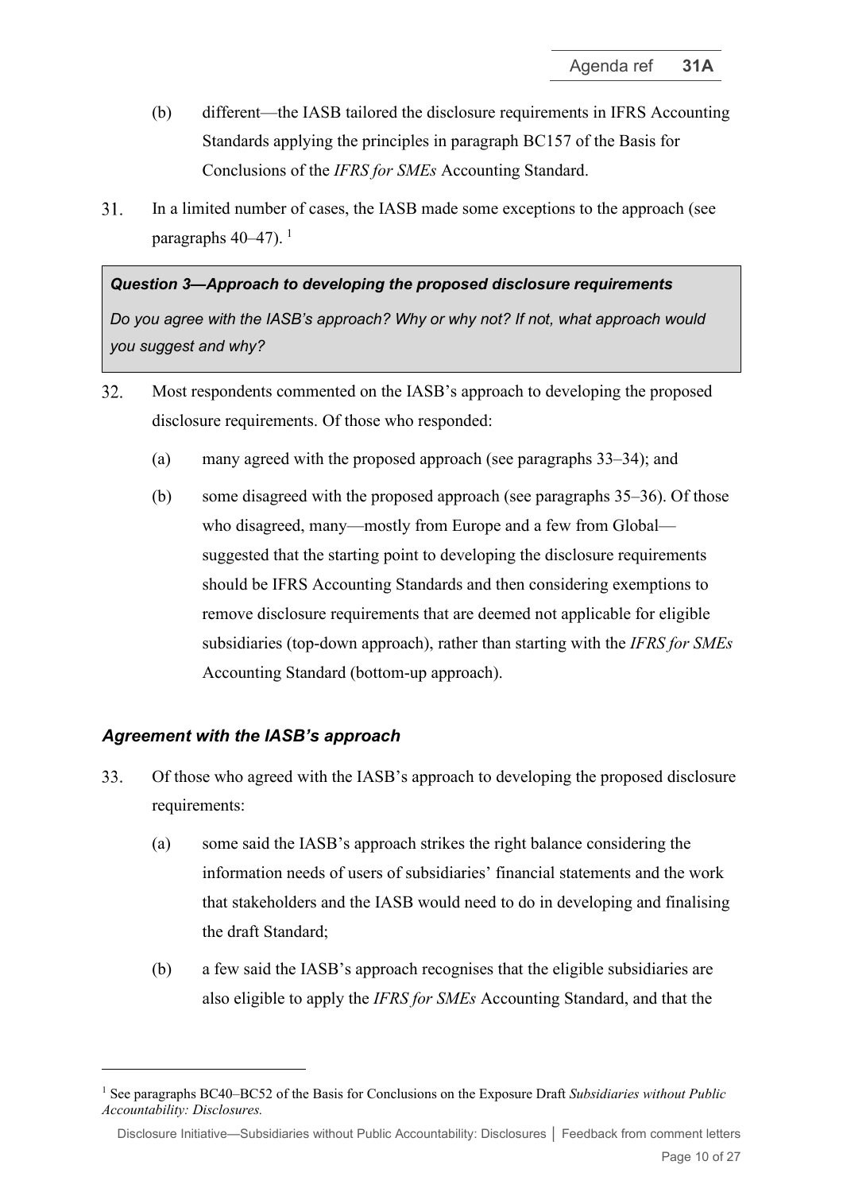(b) different—the IASB tailored the disclosure requirements in IFRS Accounting Standards applying the principles in paragraph BC157 of the Basis for Conclusions of the *IFRS for SMEs* Accounting Standard.

31. In a limited number of cases, the IASB made some exceptions to the approach (see paragraphs 40–47). [1]

> ***Question 3—Approach to developing the proposed disclosure requirements***
>
> *Do you agree with the IASB's approach? Why or why not? If not, what approach would you suggest and why?*

32. Most respondents commented on the IASB's approach to developing the proposed disclosure requirements. Of those who responded:

    (a) many agreed with the proposed approach (see paragraphs 33–34); and

    (b) some disagreed with the proposed approach (see paragraphs 35–36). Of those who disagreed, many—mostly from Europe and a few from Global—suggested that the starting point to developing the disclosure requirements should be IFRS Accounting Standards and then considering exemptions to remove disclosure requirements that are deemed not applicable for eligible subsidiaries (top-down approach), rather than starting with the *IFRS for SMEs* Accounting Standard (bottom-up approach).

### *Agreement with the IASB's approach*

33. Of those who agreed with the IASB's approach to developing the proposed disclosure requirements:

    (a) some said the IASB's approach strikes the right balance considering the information needs of users of subsidiaries' financial statements and the work that stakeholders and the IASB would need to do in developing and finalising the draft Standard;

    (b) a few said the IASB's approach recognises that the eligible subsidiaries are also eligible to apply the *IFRS for SMEs* Accounting Standard, and that the

---

[1] See paragraphs BC40–BC52 of the Basis for Conclusions on the Exposure Draft *Subsidiaries without Public Accountability: Disclosures.*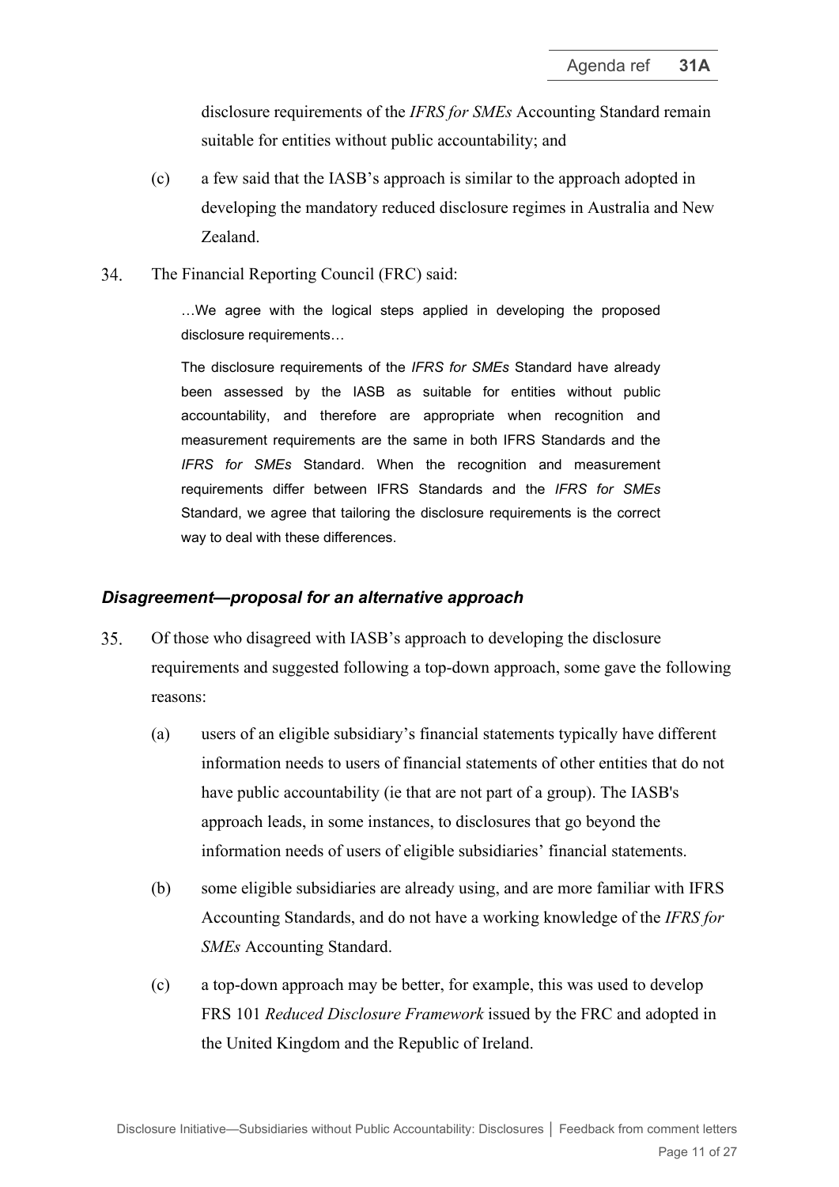disclosure requirements of the *IFRS for SMEs* Accounting Standard remain suitable for entities without public accountability; and

(c) a few said that the IASB's approach is similar to the approach adopted in developing the mandatory reduced disclosure regimes in Australia and New Zealand.

34. The Financial Reporting Council (FRC) said:

> …We agree with the logical steps applied in developing the proposed disclosure requirements…
>
> The disclosure requirements of the *IFRS for SMEs* Standard have already been assessed by the IASB as suitable for entities without public accountability, and therefore are appropriate when recognition and measurement requirements are the same in both IFRS Standards and the *IFRS for SMEs* Standard. When the recognition and measurement requirements differ between IFRS Standards and the *IFRS for SMEs* Standard, we agree that tailoring the disclosure requirements is the correct way to deal with these differences.

### *Disagreement—proposal for an alternative approach*

35. Of those who disagreed with IASB's approach to developing the disclosure requirements and suggested following a top-down approach, some gave the following reasons:

(a) users of an eligible subsidiary's financial statements typically have different information needs to users of financial statements of other entities that do not have public accountability (ie that are not part of a group). The IASB's approach leads, in some instances, to disclosures that go beyond the information needs of users of eligible subsidiaries' financial statements.

(b) some eligible subsidiaries are already using, and are more familiar with IFRS Accounting Standards, and do not have a working knowledge of the *IFRS for SMEs* Accounting Standard.

(c) a top-down approach may be better, for example, this was used to develop FRS 101 *Reduced Disclosure Framework* issued by the FRC and adopted in the United Kingdom and the Republic of Ireland.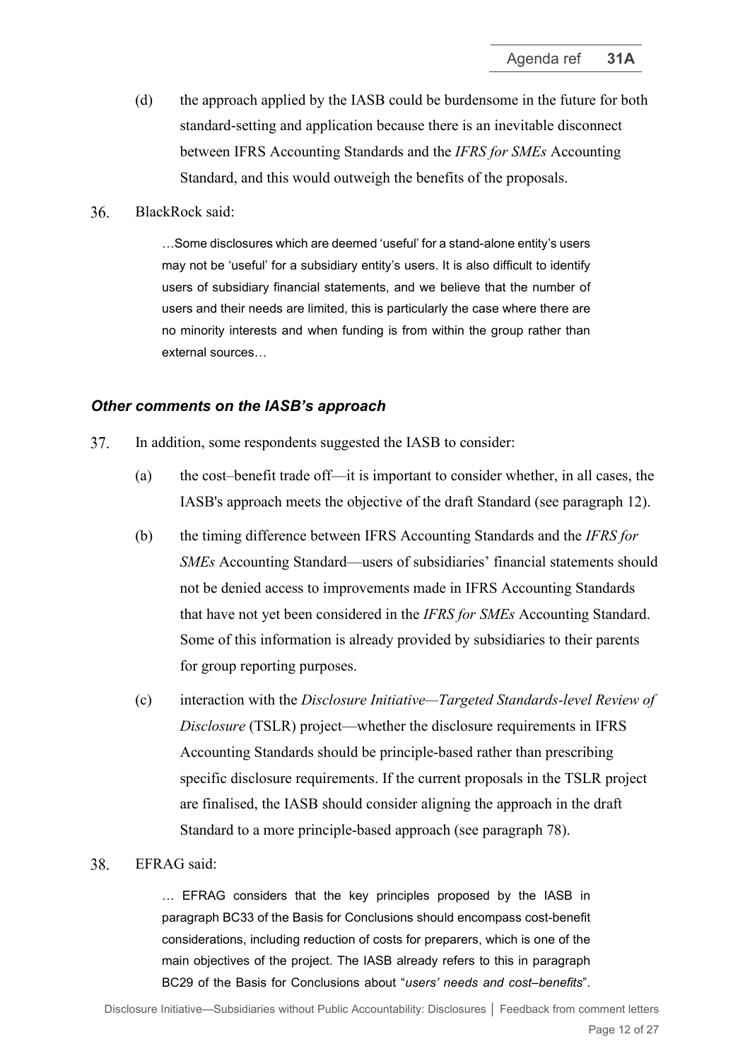(d) the approach applied by the IASB could be burdensome in the future for both standard-setting and application because there is an inevitable disconnect between IFRS Accounting Standards and the *IFRS for SMEs* Accounting Standard, and this would outweigh the benefits of the proposals.

36. BlackRock said:

> …Some disclosures which are deemed 'useful' for a stand-alone entity's users may not be 'useful' for a subsidiary entity's users. It is also difficult to identify users of subsidiary financial statements, and we believe that the number of users and their needs are limited, this is particularly the case where there are no minority interests and when funding is from within the group rather than external sources…

### *Other comments on the IASB's approach*

37. In addition, some respondents suggested the IASB to consider:

    (a) the cost–benefit trade off—it is important to consider whether, in all cases, the IASB's approach meets the objective of the draft Standard (see paragraph 12).

    (b) the timing difference between IFRS Accounting Standards and the *IFRS for SMEs* Accounting Standard—users of subsidiaries' financial statements should not be denied access to improvements made in IFRS Accounting Standards that have not yet been considered in the *IFRS for SMEs* Accounting Standard. Some of this information is already provided by subsidiaries to their parents for group reporting purposes.

    (c) interaction with the *Disclosure Initiative—Targeted Standards-level Review of Disclosure* (TSLR) project—whether the disclosure requirements in IFRS Accounting Standards should be principle-based rather than prescribing specific disclosure requirements. If the current proposals in the TSLR project are finalised, the IASB should consider aligning the approach in the draft Standard to a more principle-based approach (see paragraph 78).

38. EFRAG said:

> … EFRAG considers that the key principles proposed by the IASB in paragraph BC33 of the Basis for Conclusions should encompass cost-benefit considerations, including reduction of costs for preparers, which is one of the main objectives of the project. The IASB already refers to this in paragraph BC29 of the Basis for Conclusions about "*users' needs and cost–benefits*".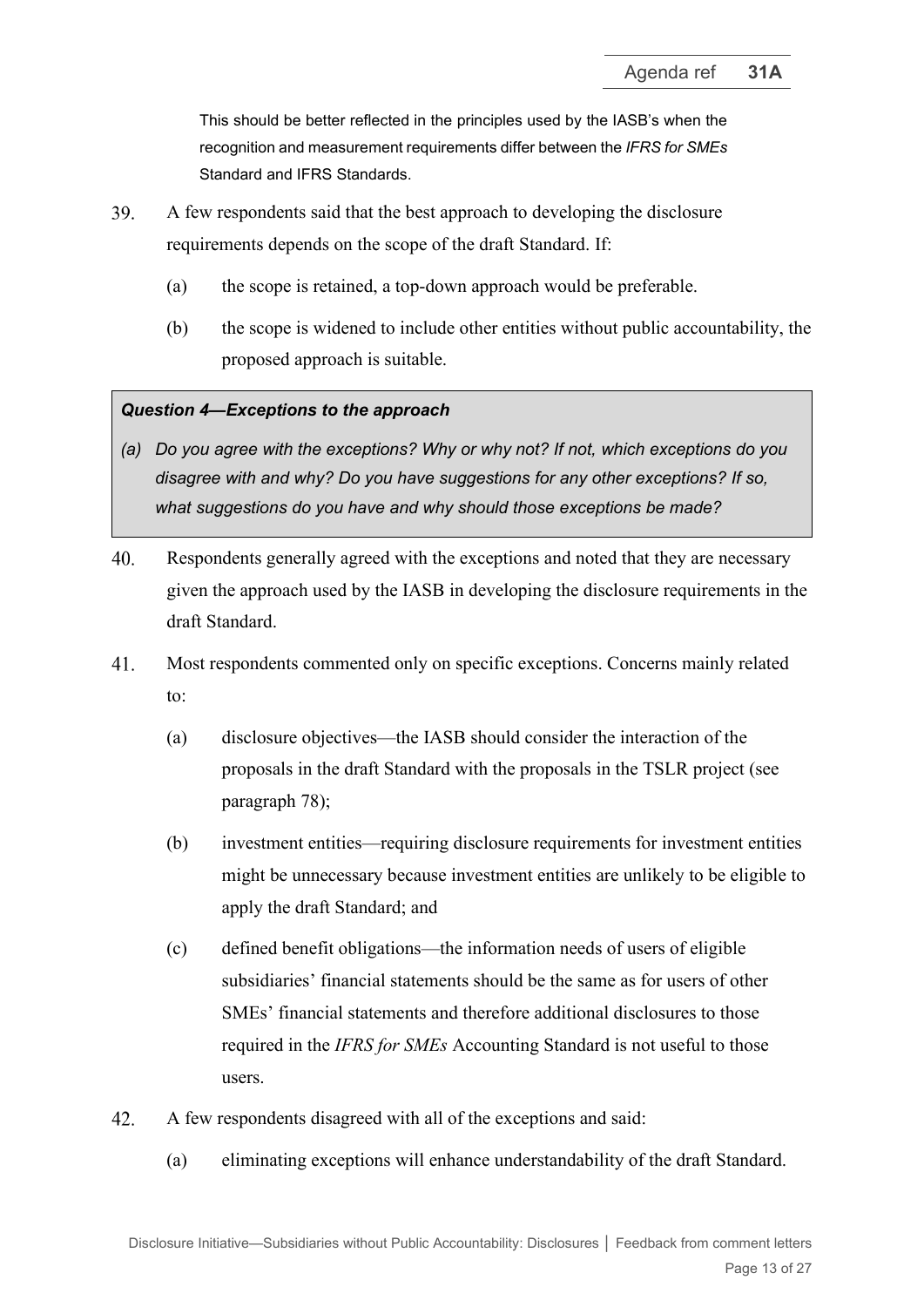This should be better reflected in the principles used by the IASB's when the recognition and measurement requirements differ between the *IFRS for SMEs* Standard and IFRS Standards.

39. A few respondents said that the best approach to developing the disclosure requirements depends on the scope of the draft Standard. If:

    (a) the scope is retained, a top-down approach would be preferable.

    (b) the scope is widened to include other entities without public accountability, the proposed approach is suitable.

> ***Question 4—Exceptions to the approach***
>
> *(a) Do you agree with the exceptions? Why or why not? If not, which exceptions do you disagree with and why? Do you have suggestions for any other exceptions? If so, what suggestions do you have and why should those exceptions be made?*

40. Respondents generally agreed with the exceptions and noted that they are necessary given the approach used by the IASB in developing the disclosure requirements in the draft Standard.

41. Most respondents commented only on specific exceptions. Concerns mainly related to:

    (a) disclosure objectives—the IASB should consider the interaction of the proposals in the draft Standard with the proposals in the TSLR project (see paragraph 78);

    (b) investment entities—requiring disclosure requirements for investment entities might be unnecessary because investment entities are unlikely to be eligible to apply the draft Standard; and

    (c) defined benefit obligations—the information needs of users of eligible subsidiaries' financial statements should be the same as for users of other SMEs' financial statements and therefore additional disclosures to those required in the *IFRS for SMEs* Accounting Standard is not useful to those users.

42. A few respondents disagreed with all of the exceptions and said:

    (a) eliminating exceptions will enhance understandability of the draft Standard.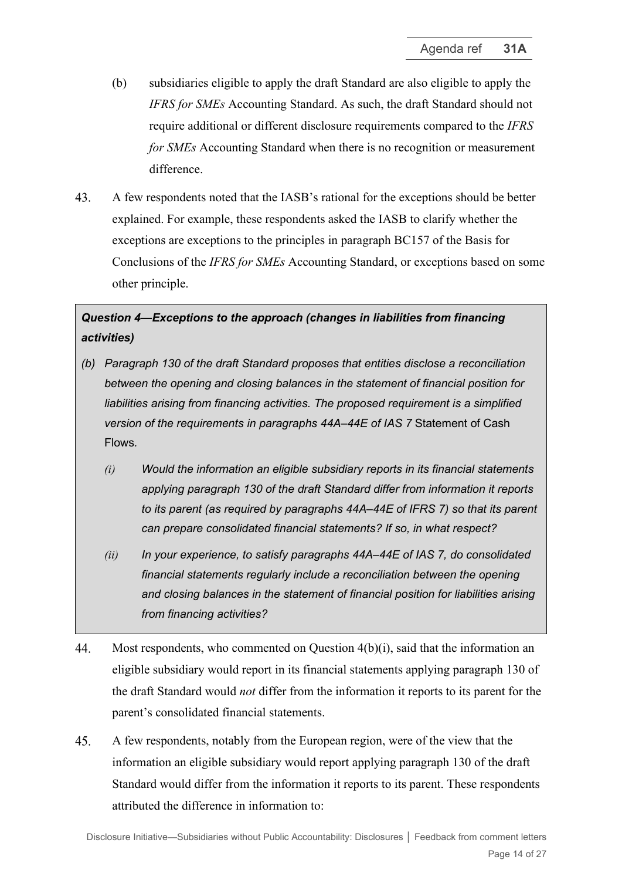(b) subsidiaries eligible to apply the draft Standard are also eligible to apply the *IFRS for SMEs* Accounting Standard. As such, the draft Standard should not require additional or different disclosure requirements compared to the *IFRS for SMEs* Accounting Standard when there is no recognition or measurement difference.

43. A few respondents noted that the IASB's rational for the exceptions should be better explained. For example, these respondents asked the IASB to clarify whether the exceptions are exceptions to the principles in paragraph BC157 of the Basis for Conclusions of the *IFRS for SMEs* Accounting Standard, or exceptions based on some other principle.

> ***Question 4—Exceptions to the approach (changes in liabilities from financing activities)***
>
> *(b) Paragraph 130 of the draft Standard proposes that entities disclose a reconciliation between the opening and closing balances in the statement of financial position for liabilities arising from financing activities. The proposed requirement is a simplified version of the requirements in paragraphs 44A–44E of IAS 7* Statement of Cash Flows*.*
>
> *(i) Would the information an eligible subsidiary reports in its financial statements applying paragraph 130 of the draft Standard differ from information it reports to its parent (as required by paragraphs 44A–44E of IFRS 7) so that its parent can prepare consolidated financial statements? If so, in what respect?*
>
> *(ii) In your experience, to satisfy paragraphs 44A–44E of IAS 7, do consolidated financial statements regularly include a reconciliation between the opening and closing balances in the statement of financial position for liabilities arising from financing activities?*

44. Most respondents, who commented on Question 4(b)(i), said that the information an eligible subsidiary would report in its financial statements applying paragraph 130 of the draft Standard would *not* differ from the information it reports to its parent for the parent's consolidated financial statements.

45. A few respondents, notably from the European region, were of the view that the information an eligible subsidiary would report applying paragraph 130 of the draft Standard would differ from the information it reports to its parent. These respondents attributed the difference in information to: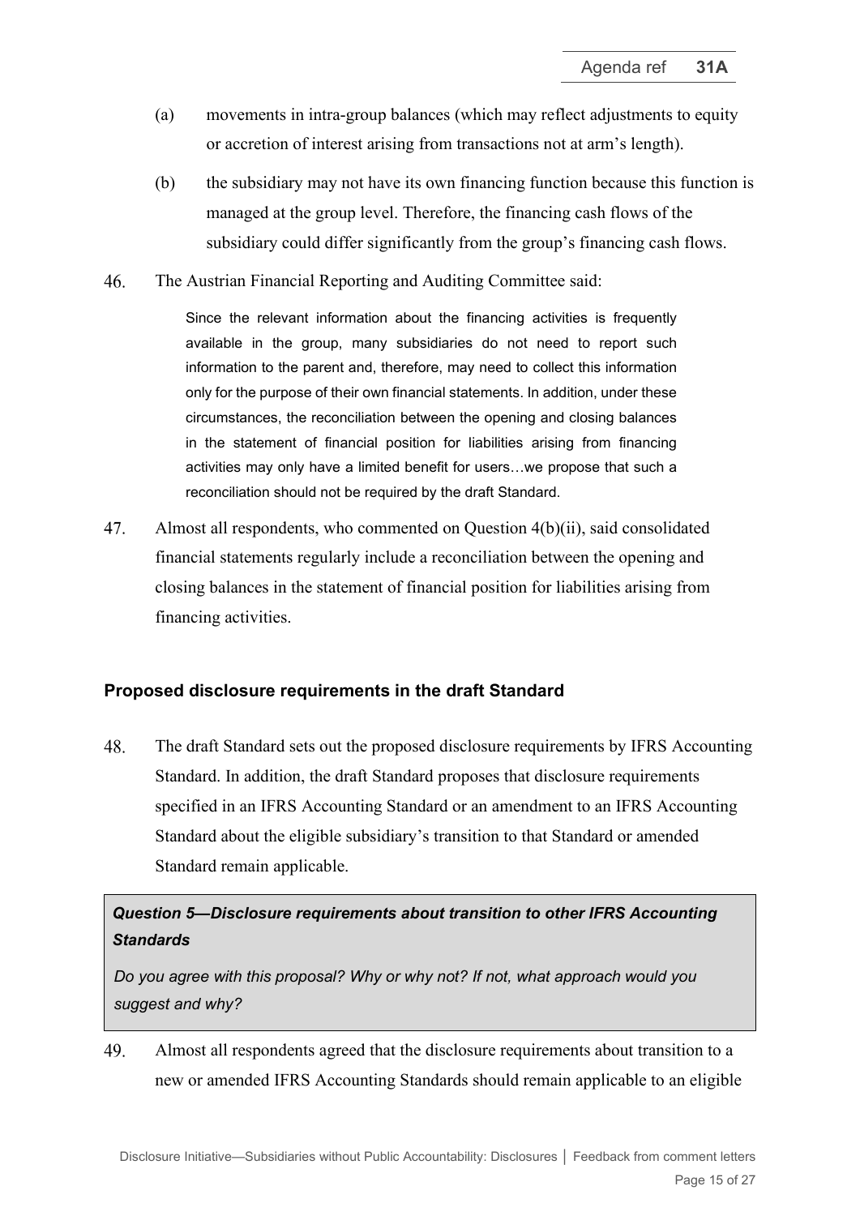(a) movements in intra-group balances (which may reflect adjustments to equity or accretion of interest arising from transactions not at arm's length).

(b) the subsidiary may not have its own financing function because this function is managed at the group level. Therefore, the financing cash flows of the subsidiary could differ significantly from the group's financing cash flows.

46. The Austrian Financial Reporting and Auditing Committee said:

> Since the relevant information about the financing activities is frequently available in the group, many subsidiaries do not need to report such information to the parent and, therefore, may need to collect this information only for the purpose of their own financial statements. In addition, under these circumstances, the reconciliation between the opening and closing balances in the statement of financial position for liabilities arising from financing activities may only have a limited benefit for users…we propose that such a reconciliation should not be required by the draft Standard.

47. Almost all respondents, who commented on Question 4(b)(ii), said consolidated financial statements regularly include a reconciliation between the opening and closing balances in the statement of financial position for liabilities arising from financing activities.

## Proposed disclosure requirements in the draft Standard

48. The draft Standard sets out the proposed disclosure requirements by IFRS Accounting Standard. In addition, the draft Standard proposes that disclosure requirements specified in an IFRS Accounting Standard or an amendment to an IFRS Accounting Standard about the eligible subsidiary's transition to that Standard or amended Standard remain applicable.

> ***Question 5—Disclosure requirements about transition to other IFRS Accounting Standards***
>
> *Do you agree with this proposal? Why or why not? If not, what approach would you suggest and why?*

49. Almost all respondents agreed that the disclosure requirements about transition to a new or amended IFRS Accounting Standards should remain applicable to an eligible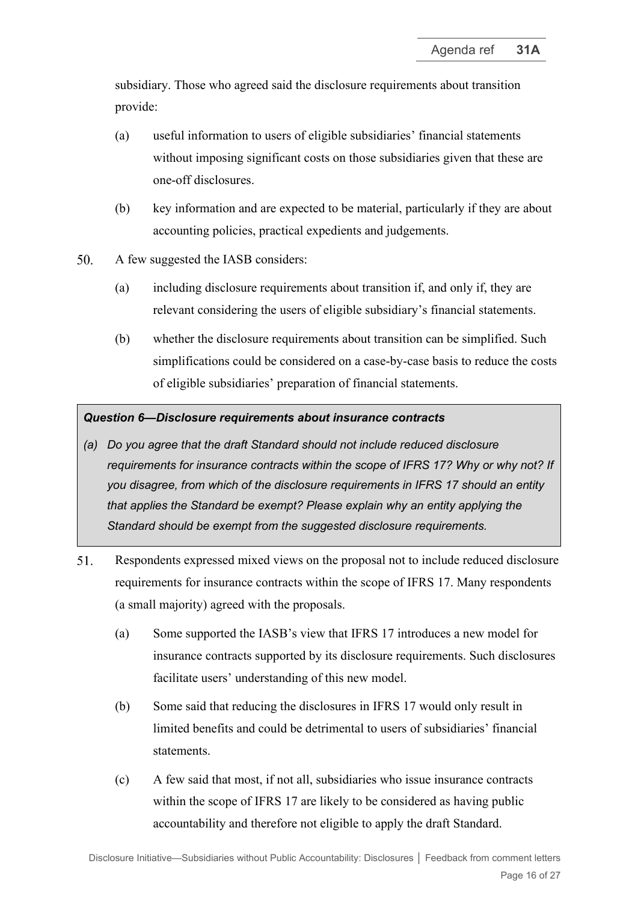subsidiary. Those who agreed said the disclosure requirements about transition provide:

(a) useful information to users of eligible subsidiaries' financial statements without imposing significant costs on those subsidiaries given that these are one-off disclosures.

(b) key information and are expected to be material, particularly if they are about accounting policies, practical expedients and judgements.

50. A few suggested the IASB considers:

(a) including disclosure requirements about transition if, and only if, they are relevant considering the users of eligible subsidiary's financial statements.

(b) whether the disclosure requirements about transition can be simplified. Such simplifications could be considered on a case-by-case basis to reduce the costs of eligible subsidiaries' preparation of financial statements.

> ***Question 6—Disclosure requirements about insurance contracts***
>
> *(a) Do you agree that the draft Standard should not include reduced disclosure requirements for insurance contracts within the scope of IFRS 17? Why or why not? If you disagree, from which of the disclosure requirements in IFRS 17 should an entity that applies the Standard be exempt? Please explain why an entity applying the Standard should be exempt from the suggested disclosure requirements.*

51. Respondents expressed mixed views on the proposal not to include reduced disclosure requirements for insurance contracts within the scope of IFRS 17. Many respondents (a small majority) agreed with the proposals.

(a) Some supported the IASB's view that IFRS 17 introduces a new model for insurance contracts supported by its disclosure requirements. Such disclosures facilitate users' understanding of this new model.

(b) Some said that reducing the disclosures in IFRS 17 would only result in limited benefits and could be detrimental to users of subsidiaries' financial statements.

(c) A few said that most, if not all, subsidiaries who issue insurance contracts within the scope of IFRS 17 are likely to be considered as having public accountability and therefore not eligible to apply the draft Standard.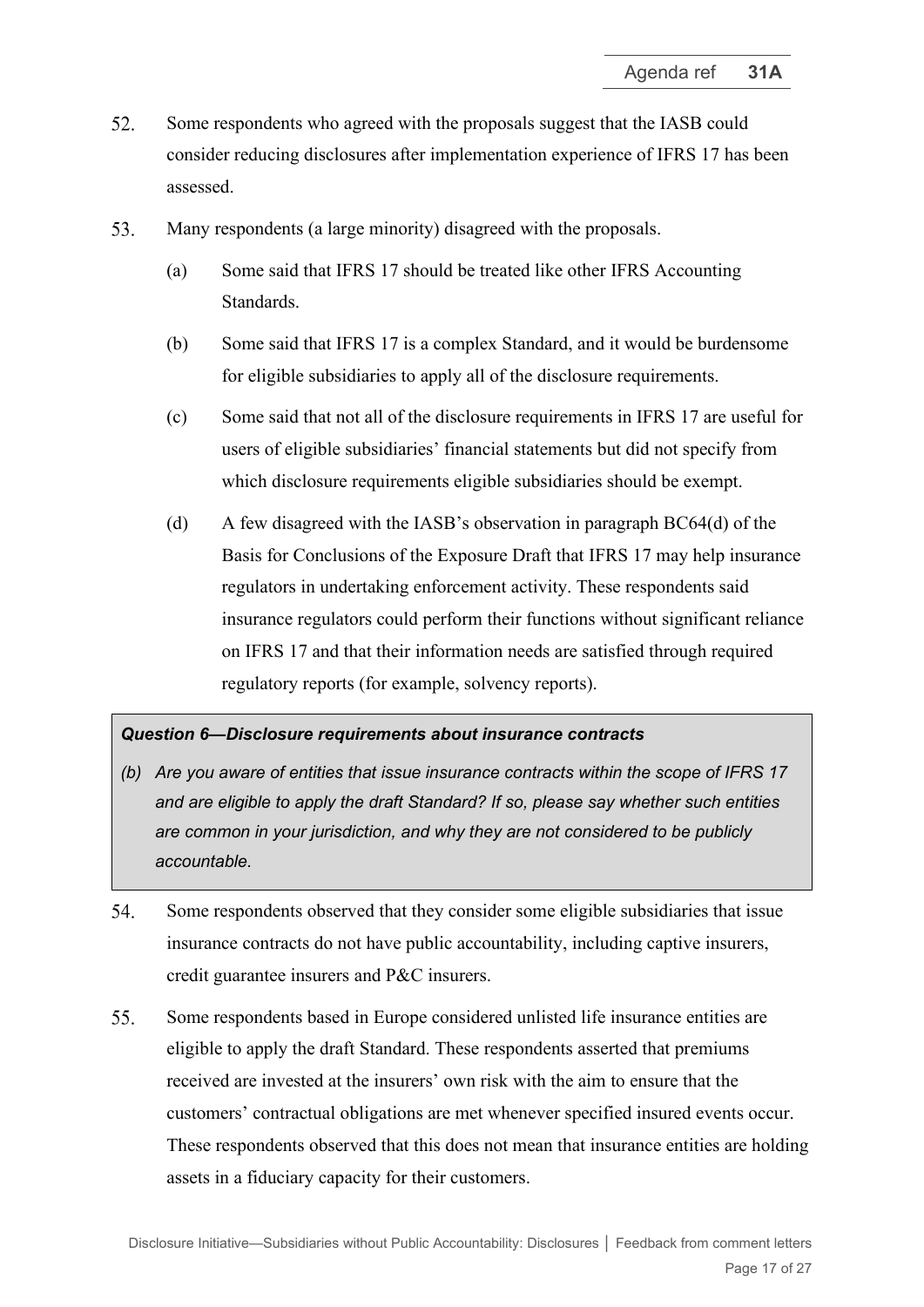52. Some respondents who agreed with the proposals suggest that the IASB could consider reducing disclosures after implementation experience of IFRS 17 has been assessed.

53. Many respondents (a large minority) disagreed with the proposals.

    (a) Some said that IFRS 17 should be treated like other IFRS Accounting Standards.

    (b) Some said that IFRS 17 is a complex Standard, and it would be burdensome for eligible subsidiaries to apply all of the disclosure requirements.

    (c) Some said that not all of the disclosure requirements in IFRS 17 are useful for users of eligible subsidiaries' financial statements but did not specify from which disclosure requirements eligible subsidiaries should be exempt.

    (d) A few disagreed with the IASB's observation in paragraph BC64(d) of the Basis for Conclusions of the Exposure Draft that IFRS 17 may help insurance regulators in undertaking enforcement activity. These respondents said insurance regulators could perform their functions without significant reliance on IFRS 17 and that their information needs are satisfied through required regulatory reports (for example, solvency reports).

> ***Question 6—Disclosure requirements about insurance contracts***
>
> *(b) Are you aware of entities that issue insurance contracts within the scope of IFRS 17 and are eligible to apply the draft Standard? If so, please say whether such entities are common in your jurisdiction, and why they are not considered to be publicly accountable.*

54. Some respondents observed that they consider some eligible subsidiaries that issue insurance contracts do not have public accountability, including captive insurers, credit guarantee insurers and P&C insurers.

55. Some respondents based in Europe considered unlisted life insurance entities are eligible to apply the draft Standard. These respondents asserted that premiums received are invested at the insurers' own risk with the aim to ensure that the customers' contractual obligations are met whenever specified insured events occur. These respondents observed that this does not mean that insurance entities are holding assets in a fiduciary capacity for their customers.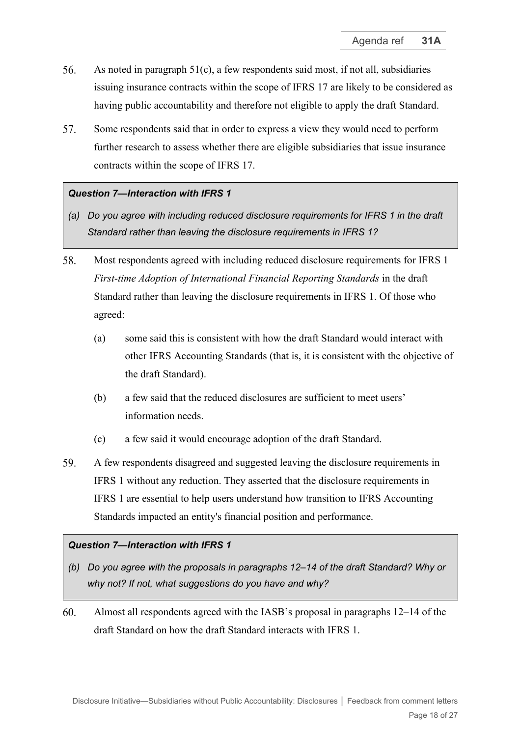56. As noted in paragraph 51(c), a few respondents said most, if not all, subsidiaries issuing insurance contracts within the scope of IFRS 17 are likely to be considered as having public accountability and therefore not eligible to apply the draft Standard.

57. Some respondents said that in order to express a view they would need to perform further research to assess whether there are eligible subsidiaries that issue insurance contracts within the scope of IFRS 17.

> ***Question 7—Interaction with IFRS 1***
>
> *(a) Do you agree with including reduced disclosure requirements for IFRS 1 in the draft Standard rather than leaving the disclosure requirements in IFRS 1?*

58. Most respondents agreed with including reduced disclosure requirements for IFRS 1 *First-time Adoption of International Financial Reporting Standards* in the draft Standard rather than leaving the disclosure requirements in IFRS 1. Of those who agreed:

    (a) some said this is consistent with how the draft Standard would interact with other IFRS Accounting Standards (that is, it is consistent with the objective of the draft Standard).

    (b) a few said that the reduced disclosures are sufficient to meet users' information needs.

    (c) a few said it would encourage adoption of the draft Standard.

59. A few respondents disagreed and suggested leaving the disclosure requirements in IFRS 1 without any reduction. They asserted that the disclosure requirements in IFRS 1 are essential to help users understand how transition to IFRS Accounting Standards impacted an entity's financial position and performance.

> ***Question 7—Interaction with IFRS 1***
>
> *(b) Do you agree with the proposals in paragraphs 12–14 of the draft Standard? Why or why not? If not, what suggestions do you have and why?*

60. Almost all respondents agreed with the IASB's proposal in paragraphs 12–14 of the draft Standard on how the draft Standard interacts with IFRS 1.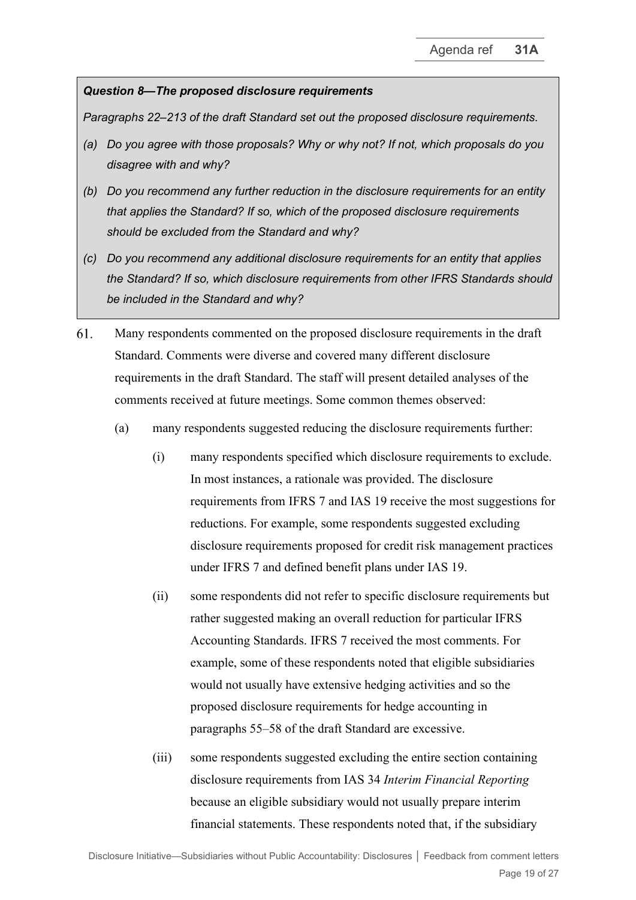***Question 8—The proposed disclosure requirements***

*Paragraphs 22–213 of the draft Standard set out the proposed disclosure requirements.*

*(a) Do you agree with those proposals? Why or why not? If not, which proposals do you disagree with and why?*

*(b) Do you recommend any further reduction in the disclosure requirements for an entity that applies the Standard? If so, which of the proposed disclosure requirements should be excluded from the Standard and why?*

*(c) Do you recommend any additional disclosure requirements for an entity that applies the Standard? If so, which disclosure requirements from other IFRS Standards should be included in the Standard and why?*

61. Many respondents commented on the proposed disclosure requirements in the draft Standard. Comments were diverse and covered many different disclosure requirements in the draft Standard. The staff will present detailed analyses of the comments received at future meetings. Some common themes observed:

    (a) many respondents suggested reducing the disclosure requirements further:

        (i) many respondents specified which disclosure requirements to exclude. In most instances, a rationale was provided. The disclosure requirements from IFRS 7 and IAS 19 receive the most suggestions for reductions. For example, some respondents suggested excluding disclosure requirements proposed for credit risk management practices under IFRS 7 and defined benefit plans under IAS 19.

        (ii) some respondents did not refer to specific disclosure requirements but rather suggested making an overall reduction for particular IFRS Accounting Standards. IFRS 7 received the most comments. For example, some of these respondents noted that eligible subsidiaries would not usually have extensive hedging activities and so the proposed disclosure requirements for hedge accounting in paragraphs 55–58 of the draft Standard are excessive.

        (iii) some respondents suggested excluding the entire section containing disclosure requirements from IAS 34 *Interim Financial Reporting* because an eligible subsidiary would not usually prepare interim financial statements. These respondents noted that, if the subsidiary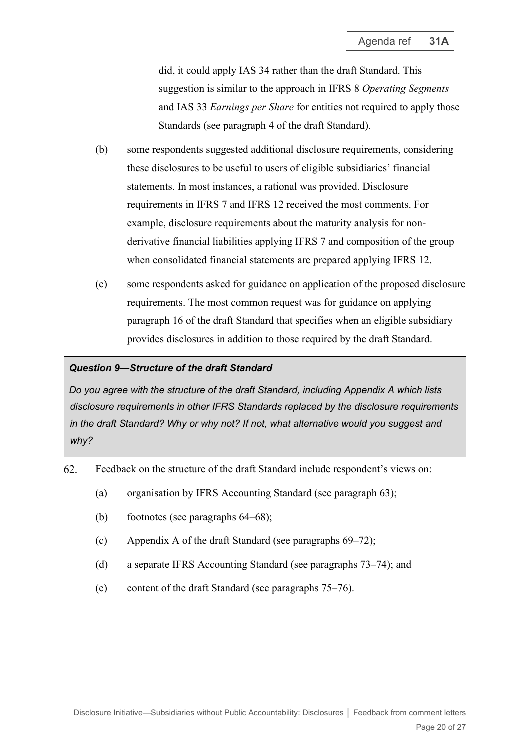did, it could apply IAS 34 rather than the draft Standard. This suggestion is similar to the approach in IFRS 8 *Operating Segments* and IAS 33 *Earnings per Share* for entities not required to apply those Standards (see paragraph 4 of the draft Standard).

(b) some respondents suggested additional disclosure requirements, considering these disclosures to be useful to users of eligible subsidiaries' financial statements. In most instances, a rational was provided. Disclosure requirements in IFRS 7 and IFRS 12 received the most comments. For example, disclosure requirements about the maturity analysis for non-derivative financial liabilities applying IFRS 7 and composition of the group when consolidated financial statements are prepared applying IFRS 12.

(c) some respondents asked for guidance on application of the proposed disclosure requirements. The most common request was for guidance on applying paragraph 16 of the draft Standard that specifies when an eligible subsidiary provides disclosures in addition to those required by the draft Standard.

> ***Question 9—Structure of the draft Standard***
>
> *Do you agree with the structure of the draft Standard, including Appendix A which lists disclosure requirements in other IFRS Standards replaced by the disclosure requirements in the draft Standard? Why or why not? If not, what alternative would you suggest and why?*

62. Feedback on the structure of the draft Standard include respondent's views on:

    (a) organisation by IFRS Accounting Standard (see paragraph 63);

    (b) footnotes (see paragraphs 64–68);

    (c) Appendix A of the draft Standard (see paragraphs 69–72);

    (d) a separate IFRS Accounting Standard (see paragraphs 73–74); and

    (e) content of the draft Standard (see paragraphs 75–76).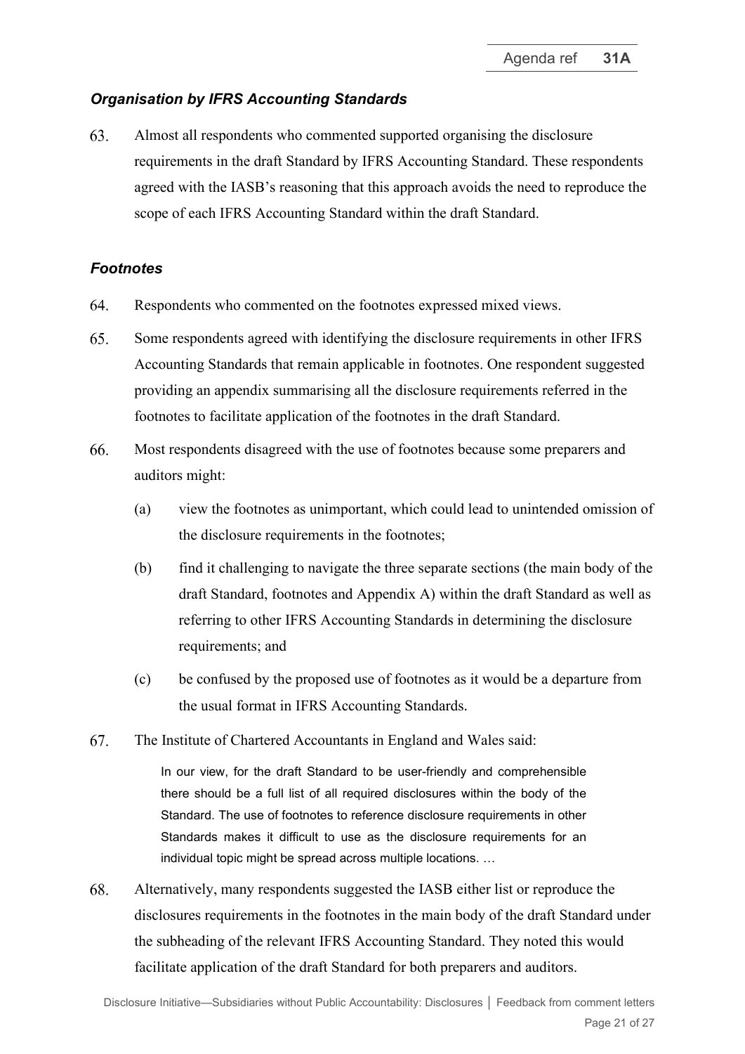### *Organisation by IFRS Accounting Standards*

63. Almost all respondents who commented supported organising the disclosure requirements in the draft Standard by IFRS Accounting Standard. These respondents agreed with the IASB's reasoning that this approach avoids the need to reproduce the scope of each IFRS Accounting Standard within the draft Standard.

### *Footnotes*

64. Respondents who commented on the footnotes expressed mixed views.

65. Some respondents agreed with identifying the disclosure requirements in other IFRS Accounting Standards that remain applicable in footnotes. One respondent suggested providing an appendix summarising all the disclosure requirements referred in the footnotes to facilitate application of the footnotes in the draft Standard.

66. Most respondents disagreed with the use of footnotes because some preparers and auditors might:

    (a) view the footnotes as unimportant, which could lead to unintended omission of the disclosure requirements in the footnotes;

    (b) find it challenging to navigate the three separate sections (the main body of the draft Standard, footnotes and Appendix A) within the draft Standard as well as referring to other IFRS Accounting Standards in determining the disclosure requirements; and

    (c) be confused by the proposed use of footnotes as it would be a departure from the usual format in IFRS Accounting Standards.

67. The Institute of Chartered Accountants in England and Wales said:

> In our view, for the draft Standard to be user-friendly and comprehensible there should be a full list of all required disclosures within the body of the Standard. The use of footnotes to reference disclosure requirements in other Standards makes it difficult to use as the disclosure requirements for an individual topic might be spread across multiple locations. …

68. Alternatively, many respondents suggested the IASB either list or reproduce the disclosures requirements in the footnotes in the main body of the draft Standard under the subheading of the relevant IFRS Accounting Standard. They noted this would facilitate application of the draft Standard for both preparers and auditors.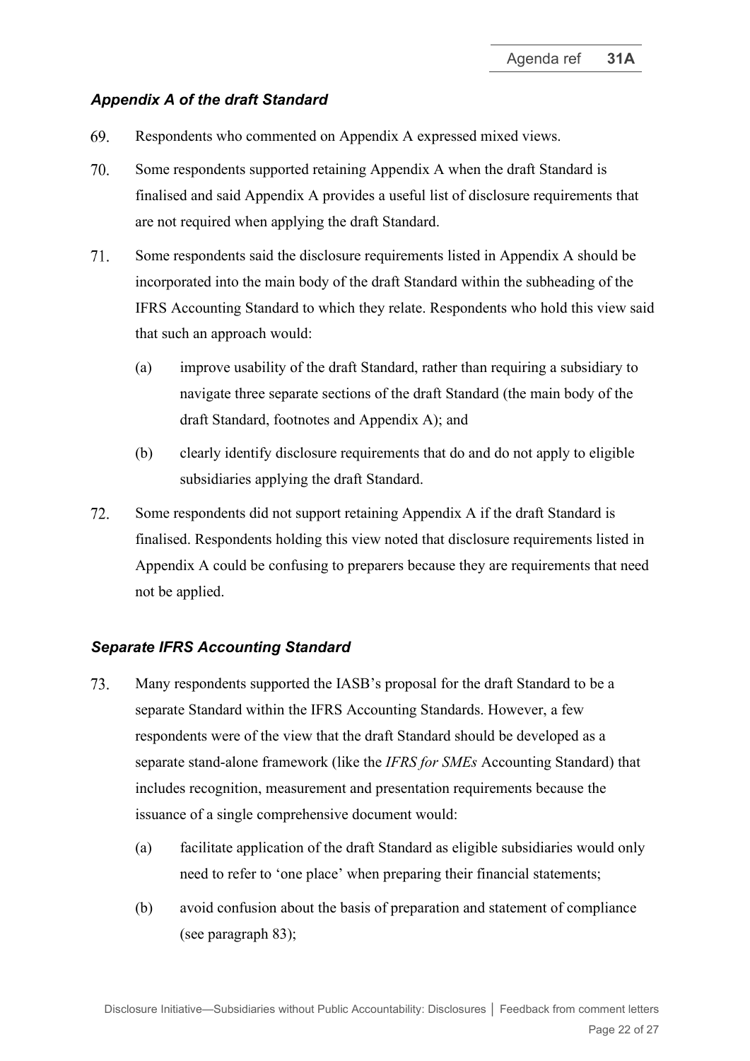### *Appendix A of the draft Standard*

69. Respondents who commented on Appendix A expressed mixed views.

70. Some respondents supported retaining Appendix A when the draft Standard is finalised and said Appendix A provides a useful list of disclosure requirements that are not required when applying the draft Standard.

71. Some respondents said the disclosure requirements listed in Appendix A should be incorporated into the main body of the draft Standard within the subheading of the IFRS Accounting Standard to which they relate. Respondents who hold this view said that such an approach would:

    (a) improve usability of the draft Standard, rather than requiring a subsidiary to navigate three separate sections of the draft Standard (the main body of the draft Standard, footnotes and Appendix A); and

    (b) clearly identify disclosure requirements that do and do not apply to eligible subsidiaries applying the draft Standard.

72. Some respondents did not support retaining Appendix A if the draft Standard is finalised. Respondents holding this view noted that disclosure requirements listed in Appendix A could be confusing to preparers because they are requirements that need not be applied.

### *Separate IFRS Accounting Standard*

73. Many respondents supported the IASB's proposal for the draft Standard to be a separate Standard within the IFRS Accounting Standards. However, a few respondents were of the view that the draft Standard should be developed as a separate stand-alone framework (like the *IFRS for SMEs* Accounting Standard) that includes recognition, measurement and presentation requirements because the issuance of a single comprehensive document would:

    (a) facilitate application of the draft Standard as eligible subsidiaries would only need to refer to 'one place' when preparing their financial statements;

    (b) avoid confusion about the basis of preparation and statement of compliance (see paragraph 83);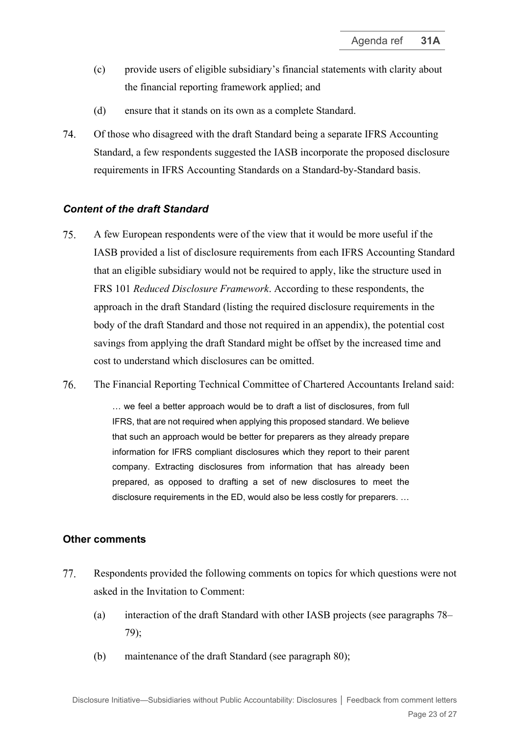(c) provide users of eligible subsidiary's financial statements with clarity about the financial reporting framework applied; and

(d) ensure that it stands on its own as a complete Standard.

74. Of those who disagreed with the draft Standard being a separate IFRS Accounting Standard, a few respondents suggested the IASB incorporate the proposed disclosure requirements in IFRS Accounting Standards on a Standard-by-Standard basis.

### *Content of the draft Standard*

75. A few European respondents were of the view that it would be more useful if the IASB provided a list of disclosure requirements from each IFRS Accounting Standard that an eligible subsidiary would not be required to apply, like the structure used in FRS 101 *Reduced Disclosure Framework*. According to these respondents, the approach in the draft Standard (listing the required disclosure requirements in the body of the draft Standard and those not required in an appendix), the potential cost savings from applying the draft Standard might be offset by the increased time and cost to understand which disclosures can be omitted.

76. The Financial Reporting Technical Committee of Chartered Accountants Ireland said:

> … we feel a better approach would be to draft a list of disclosures, from full IFRS, that are not required when applying this proposed standard. We believe that such an approach would be better for preparers as they already prepare information for IFRS compliant disclosures which they report to their parent company. Extracting disclosures from information that has already been prepared, as opposed to drafting a set of new disclosures to meet the disclosure requirements in the ED, would also be less costly for preparers. …

## Other comments

77. Respondents provided the following comments on topics for which questions were not asked in the Invitation to Comment:

(a) interaction of the draft Standard with other IASB projects (see paragraphs 78–79);

(b) maintenance of the draft Standard (see paragraph 80);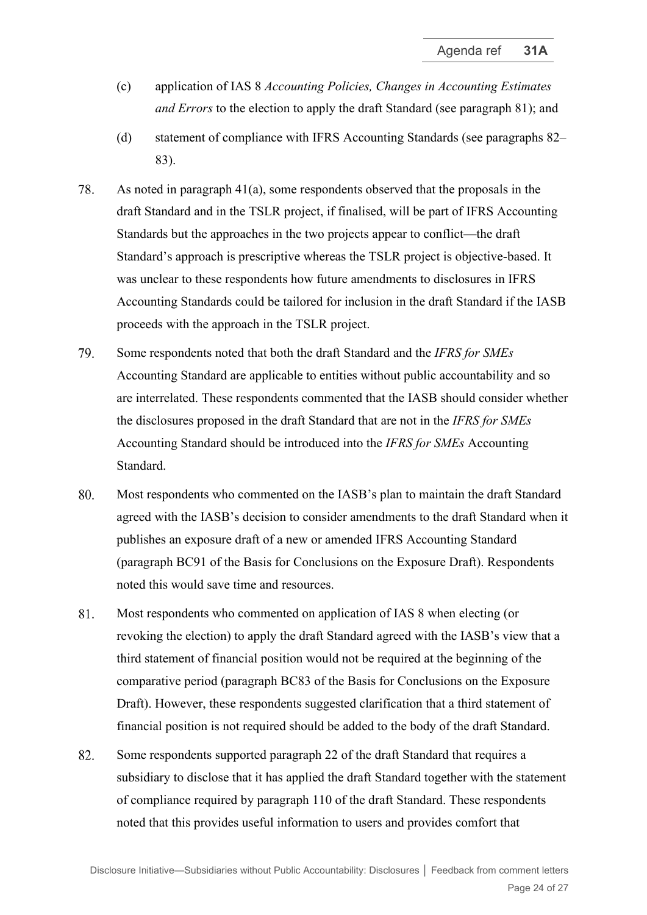(c) application of IAS 8 *Accounting Policies, Changes in Accounting Estimates and Errors* to the election to apply the draft Standard (see paragraph 81); and

(d) statement of compliance with IFRS Accounting Standards (see paragraphs 82–83).

78. As noted in paragraph 41(a), some respondents observed that the proposals in the draft Standard and in the TSLR project, if finalised, will be part of IFRS Accounting Standards but the approaches in the two projects appear to conflict—the draft Standard's approach is prescriptive whereas the TSLR project is objective-based. It was unclear to these respondents how future amendments to disclosures in IFRS Accounting Standards could be tailored for inclusion in the draft Standard if the IASB proceeds with the approach in the TSLR project.

79. Some respondents noted that both the draft Standard and the *IFRS for SMEs* Accounting Standard are applicable to entities without public accountability and so are interrelated. These respondents commented that the IASB should consider whether the disclosures proposed in the draft Standard that are not in the *IFRS for SMEs* Accounting Standard should be introduced into the *IFRS for SMEs* Accounting Standard.

80. Most respondents who commented on the IASB's plan to maintain the draft Standard agreed with the IASB's decision to consider amendments to the draft Standard when it publishes an exposure draft of a new or amended IFRS Accounting Standard (paragraph BC91 of the Basis for Conclusions on the Exposure Draft). Respondents noted this would save time and resources.

81. Most respondents who commented on application of IAS 8 when electing (or revoking the election) to apply the draft Standard agreed with the IASB's view that a third statement of financial position would not be required at the beginning of the comparative period (paragraph BC83 of the Basis for Conclusions on the Exposure Draft). However, these respondents suggested clarification that a third statement of financial position is not required should be added to the body of the draft Standard.

82. Some respondents supported paragraph 22 of the draft Standard that requires a subsidiary to disclose that it has applied the draft Standard together with the statement of compliance required by paragraph 110 of the draft Standard. These respondents noted that this provides useful information to users and provides comfort that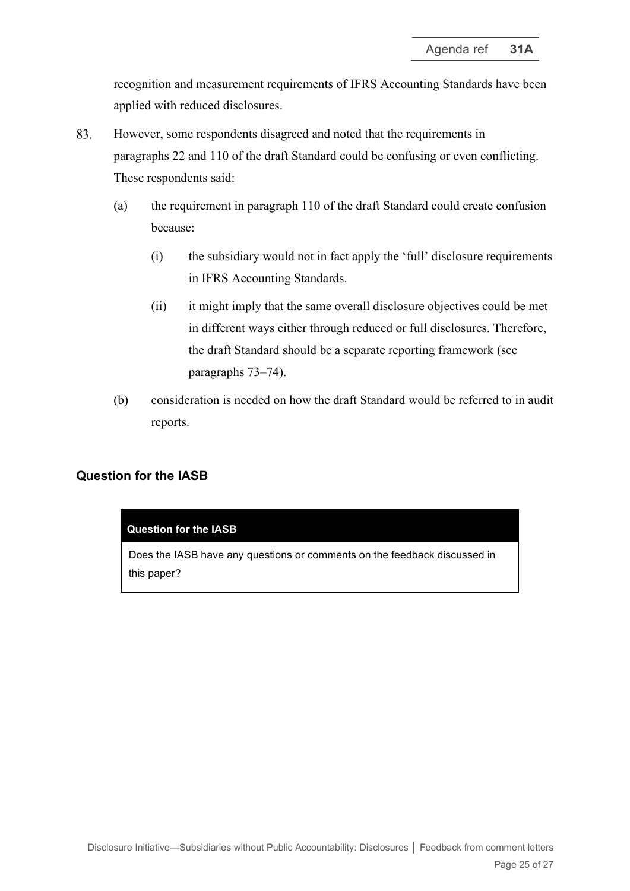recognition and measurement requirements of IFRS Accounting Standards have been applied with reduced disclosures.

83. However, some respondents disagreed and noted that the requirements in paragraphs 22 and 110 of the draft Standard could be confusing or even conflicting. These respondents said:

   (a) the requirement in paragraph 110 of the draft Standard could create confusion because:

      (i) the subsidiary would not in fact apply the 'full' disclosure requirements in IFRS Accounting Standards.

      (ii) it might imply that the same overall disclosure objectives could be met in different ways either through reduced or full disclosures. Therefore, the draft Standard should be a separate reporting framework (see paragraphs 73–74).

   (b) consideration is needed on how the draft Standard would be referred to in audit reports.

## Question for the IASB

| **Question for the IASB** |
|---|
| Does the IASB have any questions or comments on the feedback discussed in this paper? |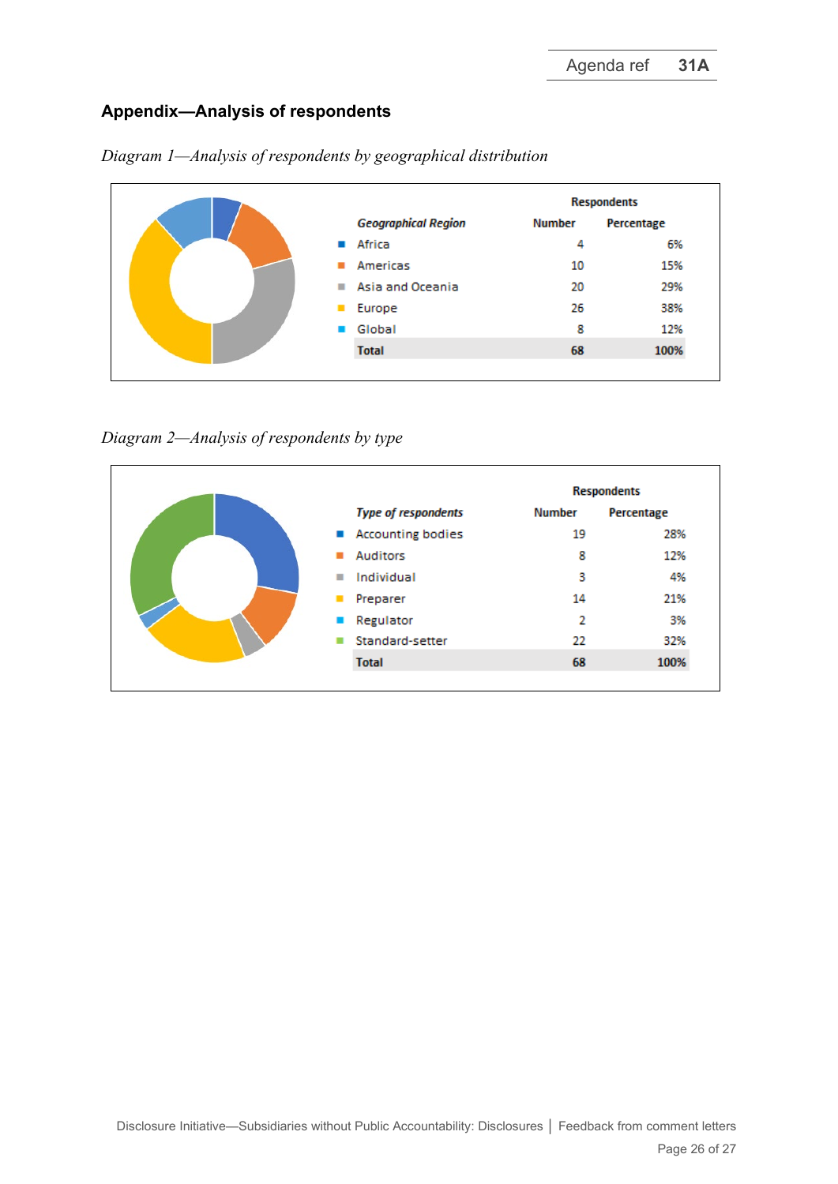## Appendix—Analysis of respondents

*Diagram 1—Analysis of respondents by geographical distribution*

| *Geographical Region* | Respondents | |
|---|---|---|
| | Number | Percentage |
| Africa | 4 | 6% |
| Americas | 10 | 15% |
| Asia and Oceania | 20 | 29% |
| Europe | 26 | 38% |
| Global | 8 | 12% |
| **Total** | **68** | **100%** |

*Diagram 2—Analysis of respondents by type*

| *Type of respondents* | Respondents | |
|---|---|---|
| | Number | Percentage |
| Accounting bodies | 19 | 28% |
| Auditors | 8 | 12% |
| Individual | 3 | 4% |
| Preparer | 14 | 21% |
| Regulator | 2 | 3% |
| Standard-setter | 22 | 32% |
| **Total** | **68** | **100%** |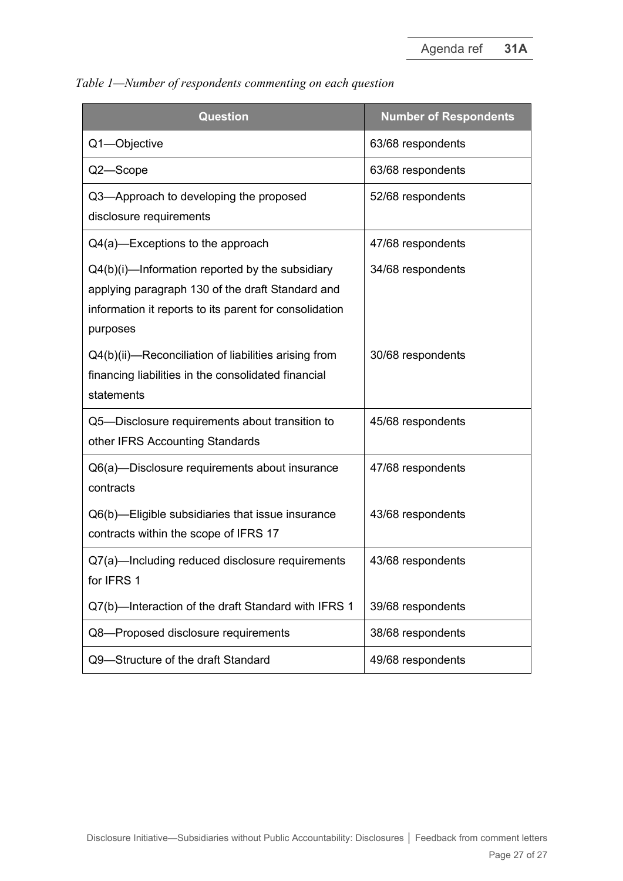*Table 1—Number of respondents commenting on each question*

| Question | Number of Respondents |
| --- | --- |
| Q1—Objective | 63/68 respondents |
| Q2—Scope | 63/68 respondents |
| Q3—Approach to developing the proposed disclosure requirements | 52/68 respondents |
| Q4(a)—Exceptions to the approach | 47/68 respondents |
| Q4(b)(i)—Information reported by the subsidiary applying paragraph 130 of the draft Standard and information it reports to its parent for consolidation purposes | 34/68 respondents |
| Q4(b)(ii)—Reconciliation of liabilities arising from financing liabilities in the consolidated financial statements | 30/68 respondents |
| Q5—Disclosure requirements about transition to other IFRS Accounting Standards | 45/68 respondents |
| Q6(a)—Disclosure requirements about insurance contracts | 47/68 respondents |
| Q6(b)—Eligible subsidiaries that issue insurance contracts within the scope of IFRS 17 | 43/68 respondents |
| Q7(a)—Including reduced disclosure requirements for IFRS 1 | 43/68 respondents |
| Q7(b)—Interaction of the draft Standard with IFRS 1 | 39/68 respondents |
| Q8—Proposed disclosure requirements | 38/68 respondents |
| Q9—Structure of the draft Standard | 49/68 respondents |